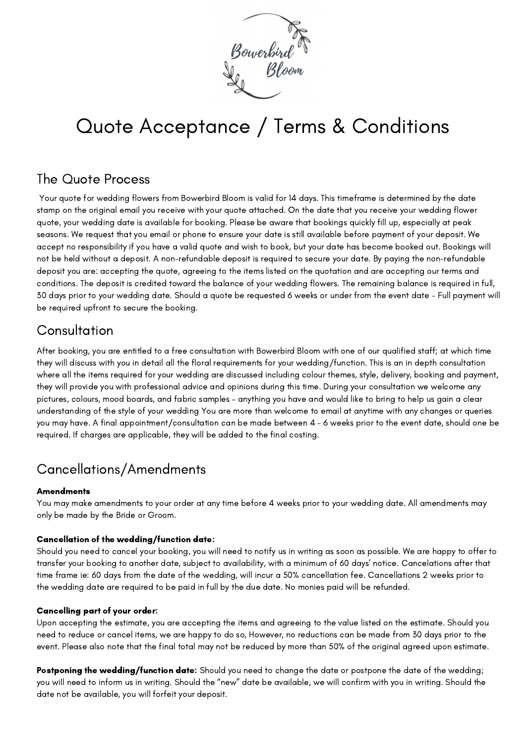# Quote Acceptance / Terms & Conditions

## The Quote Process

Your quote for wedding flowers from Bowerbird Bloom is valid for 14 days. This timeframe is determined by the date stamp on the original email you receive with your quote attached. On the date that you receive your wedding flower quote, your wedding date is available for booking. Please be aware that bookings quickly fill up, especially at peak seasons. We request that you email or phone to ensure your date is still available before payment of your deposit. We accept no responsibility if you have a valid quote and wish to book, but your date has become booked out. Bookings will not be held without a deposit. A non-refundable deposit is required to secure your date. By paying the non-refundable deposit you are: accepting the quote, agreeing to the items listed on the quotation and are accepting our terms and conditions. The deposit is credited toward the balance of your wedding flowers. The remaining balance is required in full, 30 days prior to your wedding date. Should a quote be requested 6 weeks or under from the event date - Full payment will be required upfront to secure the booking.

## Consultation

After booking, you are entitled to a free consultation with Bowerbird Bloom with one of our qualified staff; at which time they will discuss with you in detail all the floral requirements for your wedding/function. This is an in depth consultation where all the items required for your wedding are discussed including colour themes, style, delivery, booking and payment, they will provide you with professional advice and opinions during this time. During your consultation we welcome any pictures, colours, mood boards, and fabric samples - anything you have and would like to bring to help us gain a clear understanding of the style of your wedding You are more than welcome to email at anytime with any changes or queries you may have. A final appointment/consultation can be made between 4 - 6 weeks prior to the event date, should one be required. If charges are applicable, they will be added to the final costing.

## Cancellations/Amendments

**Amendments**

You may make amendments to your order at any time before 4 weeks prior to your wedding date. All amendments may only be made by the Bride or Groom.

**Cancellation of the wedding/function date:**

Should you need to cancel your booking, you will need to notify us in writing as soon as possible. We are happy to offer to transfer your booking to another date, subject to availability, with a minimum of 60 days' notice. Cancelations after that time frame ie: 60 days from the date of the wedding, will incur a 50% cancellation fee. Cancellations 2 weeks prior to the wedding date are required to be paid in full by the due date. No monies paid will be refunded.

**Cancelling part of your order:**

Upon accepting the estimate, you are accepting the items and agreeing to the value listed on the estimate. Should you need to reduce or cancel items, we are happy to do so, However, no reductions can be made from 30 days prior to the event. Please also note that the final total may not be reduced by more than 50% of the original agreed upon estimate.

**Postponing the wedding/function date:** Should you need to change the date or postpone the date of the wedding; you will need to inform us in writing. Should the "new" date be available, we will confirm with you in writing. Should the date not be available, you will forfeit your deposit.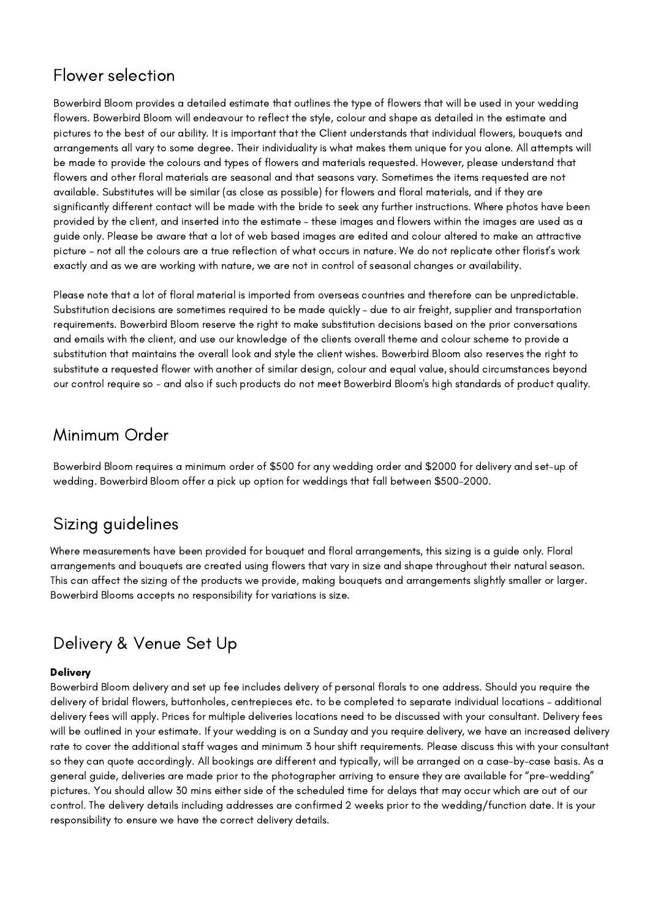## Flower selection

Bowerbird Bloom provides a detailed estimate that outlines the type of flowers that will be used in your wedding flowers. Bowerbird Bloom will endeavour to reflect the style, colour and shape as detailed in the estimate and pictures to the best of our ability. It is important that the Client understands that individual flowers, bouquets and arrangements all vary to some degree. Their individuality is what makes them unique for you alone. All attempts will be made to provide the colours and types of flowers and materials requested. However, please understand that flowers and other floral materials are seasonal and that seasons vary. Sometimes the items requested are not available. Substitutes will be similar (as close as possible) for flowers and floral materials, and if they are significantly different contact will be made with the bride to seek any further instructions. Where photos have been provided by the client, and inserted into the estimate - these images and flowers within the images are used as a guide only. Please be aware that a lot of web based images are edited and colour altered to make an attractive picture - not all the colours are a true reflection of what occurs in nature. We do not replicate other florist's work exactly and as we are working with nature, we are not in control of seasonal changes or availability.

Please note that a lot of floral material is imported from overseas countries and therefore can be unpredictable. Substitution decisions are sometimes required to be made quickly - due to air freight, supplier and transportation requirements. Bowerbird Bloom reserve the right to make substitution decisions based on the prior conversations and emails with the client, and use our knowledge of the clients overall theme and colour scheme to provide a substitution that maintains the overall look and style the client wishes. Bowerbird Bloom also reserves the right to substitute a requested flower with another of similar design, colour and equal value, should circumstances beyond our control require so - and also if such products do not meet Bowerbird Bloom's high standards of product quality.

## Minimum Order

Bowerbird Bloom requires a minimum order of $500 for any wedding order and $2000 for delivery and set-up of wedding. Bowerbird Bloom offer a pick up option for weddings that fall between $500-2000.

## Sizing guidelines

Where measurements have been provided for bouquet and floral arrangements, this sizing is a guide only. Floral arrangements and bouquets are created using flowers that vary in size and shape throughout their natural season. This can affect the sizing of the products we provide, making bouquets and arrangements slightly smaller or larger. Bowerbird Blooms accepts no responsibility for variations is size.

## Delivery & Venue Set Up

**Delivery**

Bowerbird Bloom delivery and set up fee includes delivery of personal florals to one address. Should you require the delivery of bridal flowers, buttonholes, centrepieces etc. to be completed to separate individual locations - additional delivery fees will apply. Prices for multiple deliveries locations need to be discussed with your consultant. Delivery fees will be outlined in your estimate. If your wedding is on a Sunday and you require delivery, we have an increased delivery rate to cover the additional staff wages and minimum 3 hour shift requirements. Please discuss this with your consultant so they can quote accordingly. All bookings are different and typically, will be arranged on a case-by-case basis. As a general guide, deliveries are made prior to the photographer arriving to ensure they are available for "pre-wedding" pictures. You should allow 30 mins either side of the scheduled time for delays that may occur which are out of our control. The delivery details including addresses are confirmed 2 weeks prior to the wedding/function date. It is your responsibility to ensure we have the correct delivery details.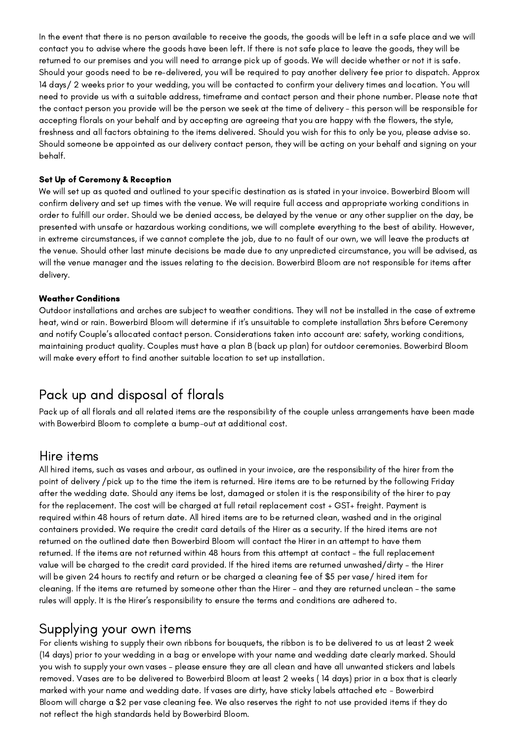In the event that there is no person available to receive the goods, the goods will be left in a safe place and we will contact you to advise where the goods have been left. If there is not safe place to leave the goods, they will be returned to our premises and you will need to arrange pick up of goods. We will decide whether or not it is safe. Should your goods need to be re-delivered, you will be required to pay another delivery fee prior to dispatch. Approx 14 days/ 2 weeks prior to your wedding, you will be contacted to confirm your delivery times and location. You will need to provide us with a suitable address, timeframe and contact person and their phone number. Please note that the contact person you provide will be the person we seek at the time of delivery - this person will be responsible for accepting florals on your behalf and by accepting are agreeing that you are happy with the flowers, the style, freshness and all factors obtaining to the items delivered. Should you wish for this to only be you, please advise so. Should someone be appointed as our delivery contact person, they will be acting on your behalf and signing on your behalf.

**Set Up of Ceremony & Reception**

We will set up as quoted and outlined to your specific destination as is stated in your invoice. Bowerbird Bloom will confirm delivery and set up times with the venue. We will require full access and appropriate working conditions in order to fulfill our order. Should we be denied access, be delayed by the venue or any other supplier on the day, be presented with unsafe or hazardous working conditions, we will complete everything to the best of ability. However, in extreme circumstances, if we cannot complete the job, due to no fault of our own, we will leave the products at the venue. Should other last minute decisions be made due to any unpredicted circumstance, you will be advised, as will the venue manager and the issues relating to the decision. Bowerbird Bloom are not responsible for items after delivery.

**Weather Conditions**

Outdoor installations and arches are subject to weather conditions. They will not be installed in the case of extreme heat, wind or rain. Bowerbird Bloom will determine if it's unsuitable to complete installation 3hrs before Ceremony and notify Couple's allocated contact person. Considerations taken into account are: safety, working conditions, maintaining product quality. Couples must have a plan B (back up plan) for outdoor ceremonies. Bowerbird Bloom will make every effort to find another suitable location to set up installation.

## Pack up and disposal of florals

Pack up of all florals and all related items are the responsibility of the couple unless arrangements have been made with Bowerbird Bloom to complete a bump-out at additional cost.

## Hire items

All hired items, such as vases and arbour, as outlined in your invoice, are the responsibility of the hirer from the point of delivery /pick up to the time the item is returned. Hire items are to be returned by the following Friday after the wedding date. Should any items be lost, damaged or stolen it is the responsibility of the hirer to pay for the replacement. The cost will be charged at full retail replacement cost + GST+ freight. Payment is required within 48 hours of return date. All hired items are to be returned clean, washed and in the original containers provided. We require the credit card details of the Hirer as a security. If the hired items are not returned on the outlined date then Bowerbird Bloom will contact the Hirer in an attempt to have them returned. If the items are not returned within 48 hours from this attempt at contact - the full replacement value will be charged to the credit card provided. If the hired items are returned unwashed/dirty - the Hirer will be given 24 hours to rectify and return or be charged a cleaning fee of $5 per vase/ hired item for cleaning. If the items are returned by someone other than the Hirer - and they are returned unclean - the same rules will apply. It is the Hirer's responsibility to ensure the terms and conditions are adhered to.

## Supplying your own items

For clients wishing to supply their own ribbons for bouquets, the ribbon is to be delivered to us at least 2 week (14 days) prior to your wedding in a bag or envelope with your name and wedding date clearly marked. Should you wish to supply your own vases - please ensure they are all clean and have all unwanted stickers and labels removed. Vases are to be delivered to Bowerbird Bloom at least 2 weeks ( 14 days) prior in a box that is clearly marked with your name and wedding date. If vases are dirty, have sticky labels attached etc - Bowerbird Bloom will charge a $2 per vase cleaning fee. We also reserves the right to not use provided items if they do not reflect the high standards held by Bowerbird Bloom.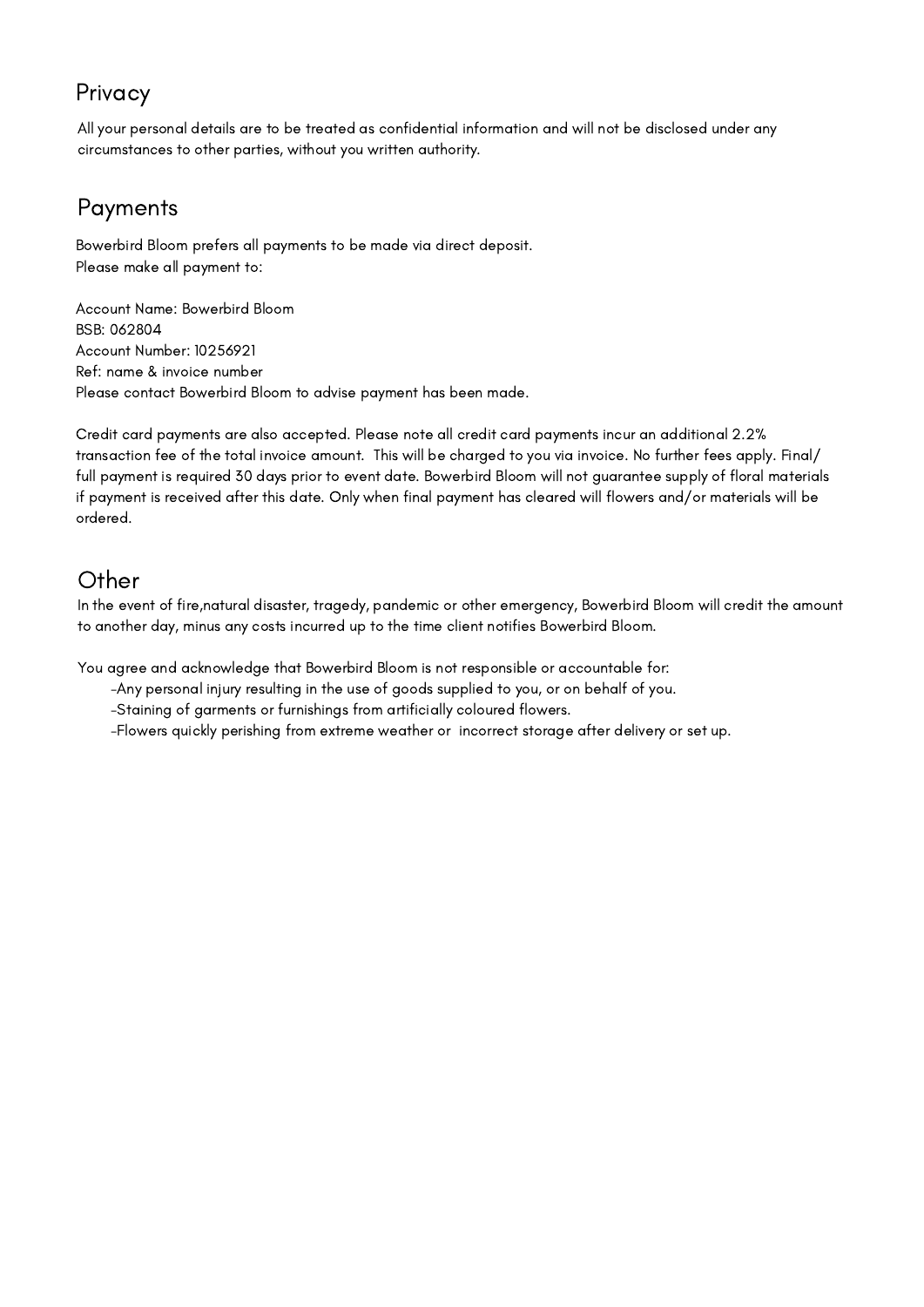## Privacy

All your personal details are to be treated as confidential information and will not be disclosed under any circumstances to other parties, without you written authority.

## Payments

Bowerbird Bloom prefers all payments to be made via direct deposit.
Please make all payment to:

Account Name: Bowerbird Bloom
BSB: 062804
Account Number: 10256921
Ref: name & invoice number
Please contact Bowerbird Bloom to advise payment has been made.

Credit card payments are also accepted. Please note all credit card payments incur an additional 2.2% transaction fee of the total invoice amount. This will be charged to you via invoice. No further fees apply. Final/ full payment is required 30 days prior to event date. Bowerbird Bloom will not guarantee supply of floral materials if payment is received after this date. Only when final payment has cleared will flowers and/or materials will be ordered.

## Other

In the event of fire,natural disaster, tragedy, pandemic or other emergency, Bowerbird Bloom will credit the amount to another day, minus any costs incurred up to the time client notifies Bowerbird Bloom.

You agree and acknowledge that Bowerbird Bloom is not responsible or accountable for:

- -Any personal injury resulting in the use of goods supplied to you, or on behalf of you.
- -Staining of garments or furnishings from artificially coloured flowers.
- -Flowers quickly perishing from extreme weather or incorrect storage after delivery or set up.